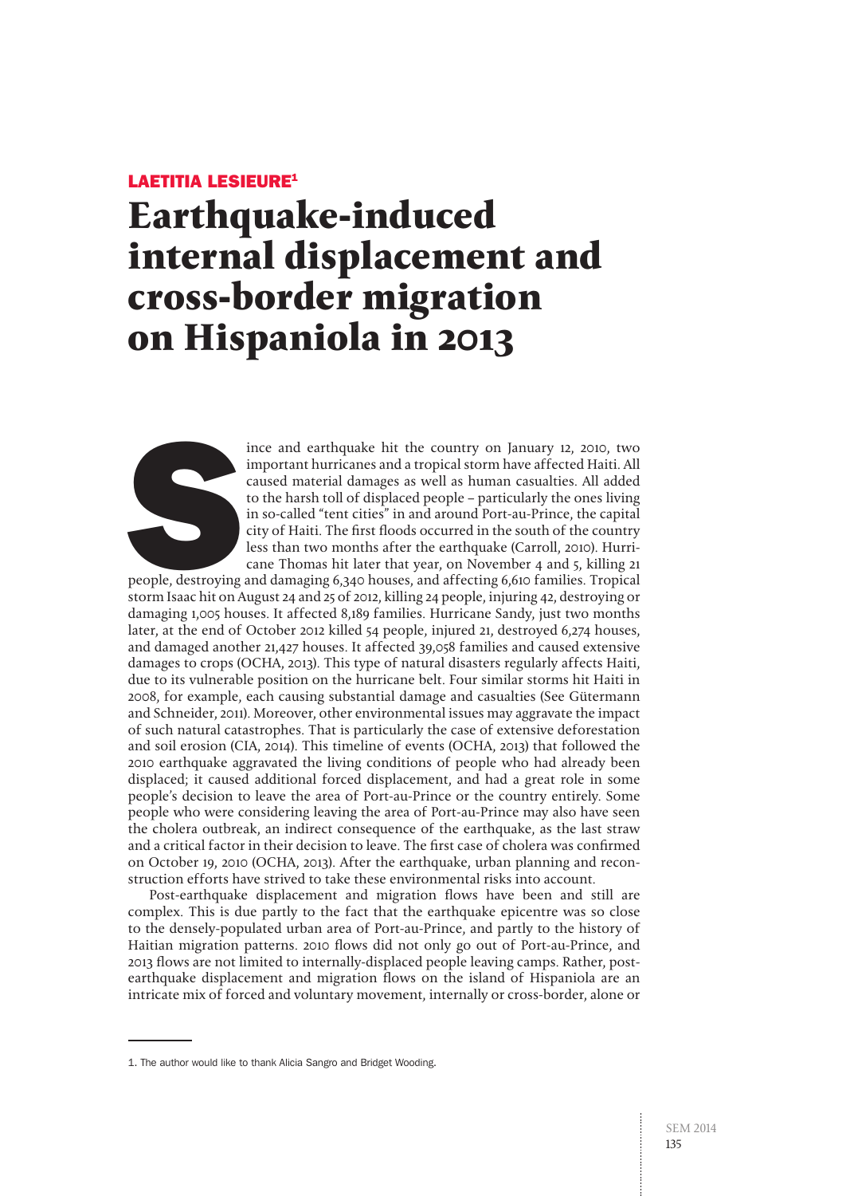LAETITIA LESIEURE[1]

# Earthquake-induced internal displacement and cross-border migration on Hispaniola in 2013

Since and earthquake hit the country on January 12, 2010, two important hurricanes and a tropical storm have affected Haiti. All caused material damages as well as human casualties. All added to the harsh toll of displaced people – particularly the ones living in so-called "tent cities" in and around Port-au-Prince, the capital city of Haiti. The first floods occurred in the south of the country less than two months after the earthquake (Carroll, 2010). Hurricane Thomas hit later that year, on November 4 and 5, killing 21 people, destroying and damaging 6,340 houses, and affecting 6,610 families. Tropical storm Isaac hit on August 24 and 25 of 2012, killing 24 people, injuring 42, destroying or damaging 1,005 houses. It affected 8,189 families. Hurricane Sandy, just two months later, at the end of October 2012 killed 54 people, injured 21, destroyed 6,274 houses, and damaged another 21,427 houses. It affected 39,058 families and caused extensive damages to crops (OCHA, 2013). This type of natural disasters regularly affects Haiti, due to its vulnerable position on the hurricane belt. Four similar storms hit Haiti in 2008, for example, each causing substantial damage and casualties (See Gütermann and Schneider, 2011). Moreover, other environmental issues may aggravate the impact of such natural catastrophes. That is particularly the case of extensive deforestation and soil erosion (CIA, 2014). This timeline of events (OCHA, 2013) that followed the 2010 earthquake aggravated the living conditions of people who had already been displaced; it caused additional forced displacement, and had a great role in some people's decision to leave the area of Port-au-Prince or the country entirely. Some people who were considering leaving the area of Port-au-Prince may also have seen the cholera outbreak, an indirect consequence of the earthquake, as the last straw and a critical factor in their decision to leave. The first case of cholera was confirmed on October 19, 2010 (OCHA, 2013). After the earthquake, urban planning and reconstruction efforts have strived to take these environmental risks into account.

Post-earthquake displacement and migration flows have been and still are complex. This is due partly to the fact that the earthquake epicentre was so close to the densely-populated urban area of Port-au-Prince, and partly to the history of Haitian migration patterns. 2010 flows did not only go out of Port-au-Prince, and 2013 flows are not limited to internally-displaced people leaving camps. Rather, post-earthquake displacement and migration flows on the island of Hispaniola are an intricate mix of forced and voluntary movement, internally or cross-border, alone or

---

1. The author would like to thank Alicia Sangro and Bridget Wooding.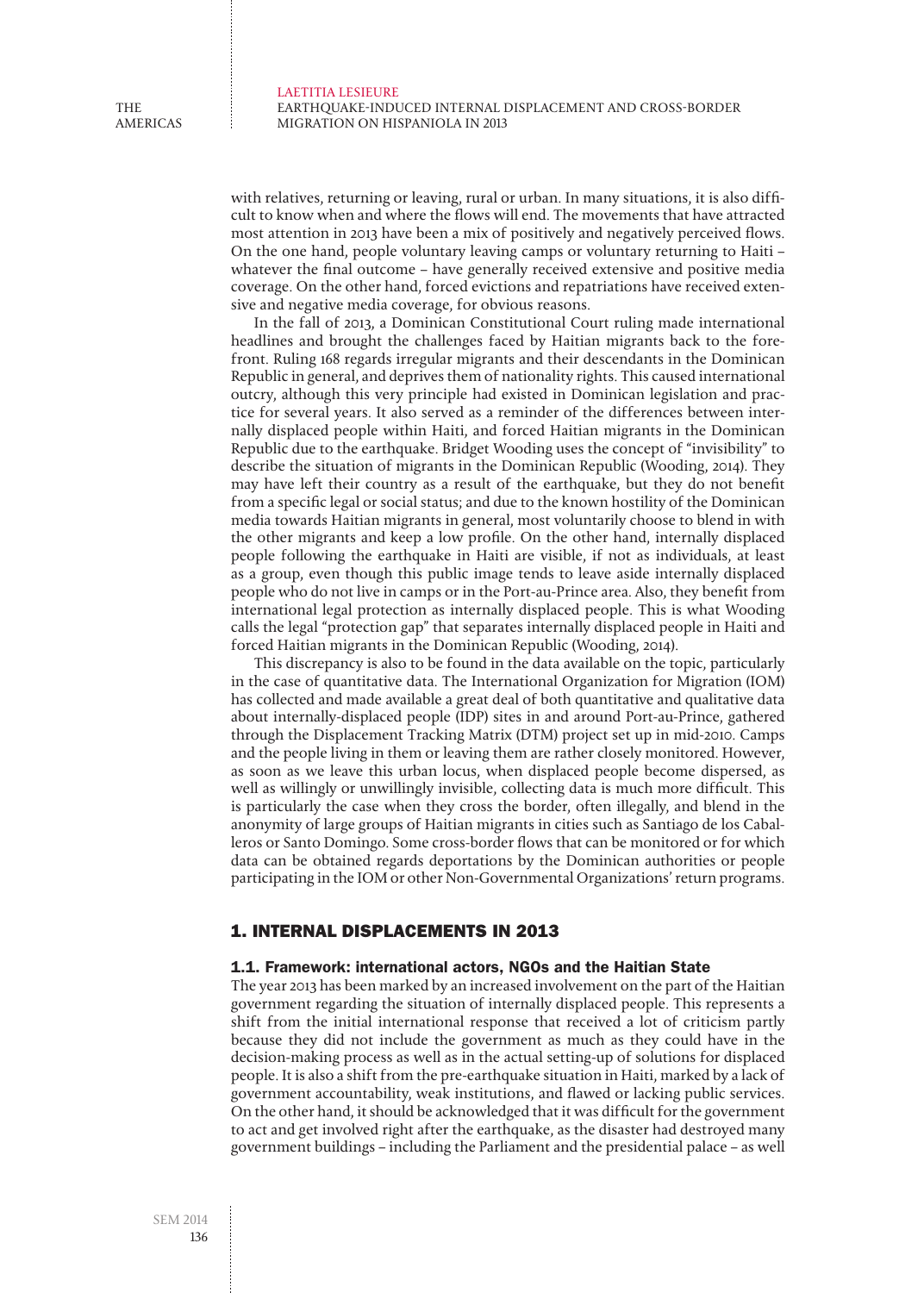with relatives, returning or leaving, rural or urban. In many situations, it is also difficult to know when and where the flows will end. The movements that have attracted most attention in 2013 have been a mix of positively and negatively perceived flows. On the one hand, people voluntary leaving camps or voluntary returning to Haiti – whatever the final outcome – have generally received extensive and positive media coverage. On the other hand, forced evictions and repatriations have received extensive and negative media coverage, for obvious reasons.

In the fall of 2013, a Dominican Constitutional Court ruling made international headlines and brought the challenges faced by Haitian migrants back to the forefront. Ruling 168 regards irregular migrants and their descendants in the Dominican Republic in general, and deprives them of nationality rights. This caused international outcry, although this very principle had existed in Dominican legislation and practice for several years. It also served as a reminder of the differences between internally displaced people within Haiti, and forced Haitian migrants in the Dominican Republic due to the earthquake. Bridget Wooding uses the concept of "invisibility" to describe the situation of migrants in the Dominican Republic (Wooding, 2014). They may have left their country as a result of the earthquake, but they do not benefit from a specific legal or social status; and due to the known hostility of the Dominican media towards Haitian migrants in general, most voluntarily choose to blend in with the other migrants and keep a low profile. On the other hand, internally displaced people following the earthquake in Haiti are visible, if not as individuals, at least as a group, even though this public image tends to leave aside internally displaced people who do not live in camps or in the Port-au-Prince area. Also, they benefit from international legal protection as internally displaced people. This is what Wooding calls the legal "protection gap" that separates internally displaced people in Haiti and forced Haitian migrants in the Dominican Republic (Wooding, 2014).

This discrepancy is also to be found in the data available on the topic, particularly in the case of quantitative data. The International Organization for Migration (IOM) has collected and made available a great deal of both quantitative and qualitative data about internally-displaced people (IDP) sites in and around Port-au-Prince, gathered through the Displacement Tracking Matrix (DTM) project set up in mid-2010. Camps and the people living in them or leaving them are rather closely monitored. However, as soon as we leave this urban locus, when displaced people become dispersed, as well as willingly or unwillingly invisible, collecting data is much more difficult. This is particularly the case when they cross the border, often illegally, and blend in the anonymity of large groups of Haitian migrants in cities such as Santiago de los Caballeros or Santo Domingo. Some cross-border flows that can be monitored or for which data can be obtained regards deportations by the Dominican authorities or people participating in the IOM or other Non-Governmental Organizations' return programs.

## 1. INTERNAL DISPLACEMENTS IN 2013

### 1.1. Framework: international actors, NGOs and the Haitian State

The year 2013 has been marked by an increased involvement on the part of the Haitian government regarding the situation of internally displaced people. This represents a shift from the initial international response that received a lot of criticism partly because they did not include the government as much as they could have in the decision-making process as well as in the actual setting-up of solutions for displaced people. It is also a shift from the pre-earthquake situation in Haiti, marked by a lack of government accountability, weak institutions, and flawed or lacking public services. On the other hand, it should be acknowledged that it was difficult for the government to act and get involved right after the earthquake, as the disaster had destroyed many government buildings – including the Parliament and the presidential palace – as well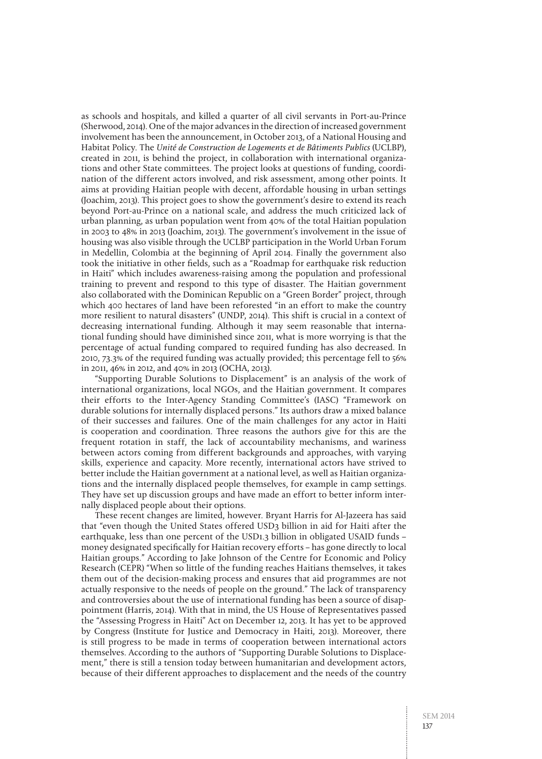as schools and hospitals, and killed a quarter of all civil servants in Port-au-Prince (Sherwood, 2014). One of the major advances in the direction of increased government involvement has been the announcement, in October 2013, of a National Housing and Habitat Policy. The *Unité de Construction de Logements et de Bâtiments Publics* (UCLBP), created in 2011, is behind the project, in collaboration with international organizations and other State committees. The project looks at questions of funding, coordination of the different actors involved, and risk assessment, among other points. It aims at providing Haitian people with decent, affordable housing in urban settings (Joachim, 2013). This project goes to show the government's desire to extend its reach beyond Port-au-Prince on a national scale, and address the much criticized lack of urban planning, as urban population went from 40% of the total Haitian population in 2003 to 48% in 2013 (Joachim, 2013). The government's involvement in the issue of housing was also visible through the UCLBP participation in the World Urban Forum in Medellin, Colombia at the beginning of April 2014. Finally the government also took the initiative in other fields, such as a "Roadmap for earthquake risk reduction in Haiti" which includes awareness-raising among the population and professional training to prevent and respond to this type of disaster. The Haitian government also collaborated with the Dominican Republic on a "Green Border" project, through which 400 hectares of land have been reforested "in an effort to make the country more resilient to natural disasters" (UNDP, 2014). This shift is crucial in a context of decreasing international funding. Although it may seem reasonable that international funding should have diminished since 2011, what is more worrying is that the percentage of actual funding compared to required funding has also decreased. In 2010, 73.3% of the required funding was actually provided; this percentage fell to 56% in 2011, 46% in 2012, and 40% in 2013 (OCHA, 2013).

"Supporting Durable Solutions to Displacement" is an analysis of the work of international organizations, local NGOs, and the Haitian government. It compares their efforts to the Inter-Agency Standing Committee's (IASC) "Framework on durable solutions for internally displaced persons." Its authors draw a mixed balance of their successes and failures. One of the main challenges for any actor in Haiti is cooperation and coordination. Three reasons the authors give for this are the frequent rotation in staff, the lack of accountability mechanisms, and wariness between actors coming from different backgrounds and approaches, with varying skills, experience and capacity. More recently, international actors have strived to better include the Haitian government at a national level, as well as Haitian organizations and the internally displaced people themselves, for example in camp settings. They have set up discussion groups and have made an effort to better inform internally displaced people about their options.

These recent changes are limited, however. Bryant Harris for Al-Jazeera has said that "even though the United States offered USD3 billion in aid for Haiti after the earthquake, less than one percent of the USD1.3 billion in obligated USAID funds – money designated specifically for Haitian recovery efforts – has gone directly to local Haitian groups." According to Jake Johnson of the Centre for Economic and Policy Research (CEPR) "When so little of the funding reaches Haitians themselves, it takes them out of the decision-making process and ensures that aid programmes are not actually responsive to the needs of people on the ground." The lack of transparency and controversies about the use of international funding has been a source of disappointment (Harris, 2014). With that in mind, the US House of Representatives passed the "Assessing Progress in Haiti" Act on December 12, 2013. It has yet to be approved by Congress (Institute for Justice and Democracy in Haiti, 2013). Moreover, there is still progress to be made in terms of cooperation between international actors themselves. According to the authors of "Supporting Durable Solutions to Displacement," there is still a tension today between humanitarian and development actors, because of their different approaches to displacement and the needs of the country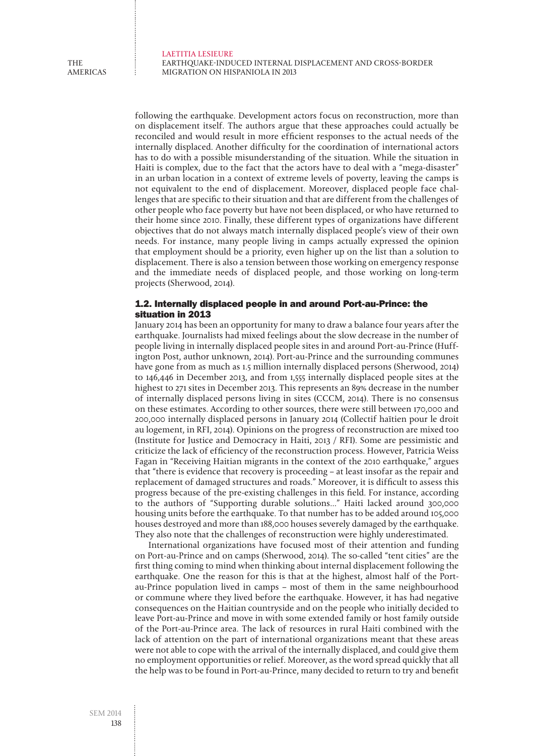following the earthquake. Development actors focus on reconstruction, more than on displacement itself. The authors argue that these approaches could actually be reconciled and would result in more efficient responses to the actual needs of the internally displaced. Another difficulty for the coordination of international actors has to do with a possible misunderstanding of the situation. While the situation in Haiti is complex, due to the fact that the actors have to deal with a "mega-disaster" in an urban location in a context of extreme levels of poverty, leaving the camps is not equivalent to the end of displacement. Moreover, displaced people face challenges that are specific to their situation and that are different from the challenges of other people who face poverty but have not been displaced, or who have returned to their home since 2010. Finally, these different types of organizations have different objectives that do not always match internally displaced people's view of their own needs. For instance, many people living in camps actually expressed the opinion that employment should be a priority, even higher up on the list than a solution to displacement. There is also a tension between those working on emergency response and the immediate needs of displaced people, and those working on long-term projects (Sherwood, 2014).

### 1.2. Internally displaced people in and around Port-au-Prince: the situation in 2013

January 2014 has been an opportunity for many to draw a balance four years after the earthquake. Journalists had mixed feelings about the slow decrease in the number of people living in internally displaced people sites in and around Port-au-Prince (Huffington Post, author unknown, 2014). Port-au-Prince and the surrounding communes have gone from as much as 1.5 million internally displaced persons (Sherwood, 2014) to 146,446 in December 2013, and from 1,555 internally displaced people sites at the highest to 271 sites in December 2013. This represents an 89% decrease in the number of internally displaced persons living in sites (CCCM, 2014). There is no consensus on these estimates. According to other sources, there were still between 170,000 and 200,000 internally displaced persons in January 2014 (Collectif haïtien pour le droit au logement, in RFI, 2014). Opinions on the progress of reconstruction are mixed too (Institute for Justice and Democracy in Haiti, 2013 / RFI). Some are pessimistic and criticize the lack of efficiency of the reconstruction process. However, Patricia Weiss Fagan in "Receiving Haitian migrants in the context of the 2010 earthquake," argues that "there is evidence that recovery is proceeding – at least insofar as the repair and replacement of damaged structures and roads." Moreover, it is difficult to assess this progress because of the pre-existing challenges in this field. For instance, according to the authors of "Supporting durable solutions..." Haiti lacked around 300,000 housing units before the earthquake. To that number has to be added around 105,000 houses destroyed and more than 188,000 houses severely damaged by the earthquake. They also note that the challenges of reconstruction were highly underestimated.

International organizations have focused most of their attention and funding on Port-au-Prince and on camps (Sherwood, 2014). The so-called "tent cities" are the first thing coming to mind when thinking about internal displacement following the earthquake. One the reason for this is that at the highest, almost half of the Port-au-Prince population lived in camps – most of them in the same neighbourhood or commune where they lived before the earthquake. However, it has had negative consequences on the Haitian countryside and on the people who initially decided to leave Port-au-Prince and move in with some extended family or host family outside of the Port-au-Prince area. The lack of resources in rural Haiti combined with the lack of attention on the part of international organizations meant that these areas were not able to cope with the arrival of the internally displaced, and could give them no employment opportunities or relief. Moreover, as the word spread quickly that all the help was to be found in Port-au-Prince, many decided to return to try and benefit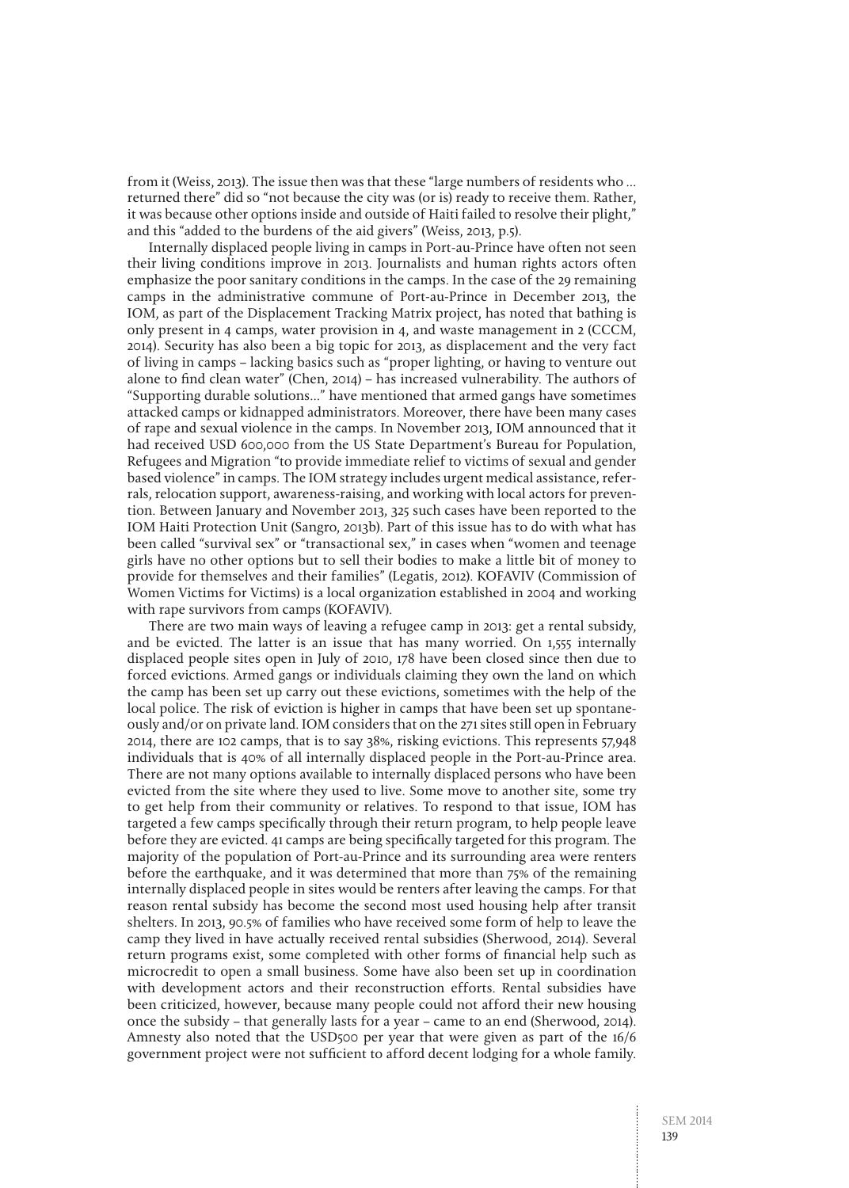from it (Weiss, 2013). The issue then was that these "large numbers of residents who ... returned there" did so "not because the city was (or is) ready to receive them. Rather, it was because other options inside and outside of Haiti failed to resolve their plight," and this "added to the burdens of the aid givers" (Weiss, 2013, p.5).

Internally displaced people living in camps in Port-au-Prince have often not seen their living conditions improve in 2013. Journalists and human rights actors often emphasize the poor sanitary conditions in the camps. In the case of the 29 remaining camps in the administrative commune of Port-au-Prince in December 2013, the IOM, as part of the Displacement Tracking Matrix project, has noted that bathing is only present in 4 camps, water provision in 4, and waste management in 2 (CCCM, 2014). Security has also been a big topic for 2013, as displacement and the very fact of living in camps – lacking basics such as "proper lighting, or having to venture out alone to find clean water" (Chen, 2014) – has increased vulnerability. The authors of "Supporting durable solutions..." have mentioned that armed gangs have sometimes attacked camps or kidnapped administrators. Moreover, there have been many cases of rape and sexual violence in the camps. In November 2013, IOM announced that it had received USD 600,000 from the US State Department's Bureau for Population, Refugees and Migration "to provide immediate relief to victims of sexual and gender based violence" in camps. The IOM strategy includes urgent medical assistance, referrals, relocation support, awareness-raising, and working with local actors for prevention. Between January and November 2013, 325 such cases have been reported to the IOM Haiti Protection Unit (Sangro, 2013b). Part of this issue has to do with what has been called "survival sex" or "transactional sex," in cases when "women and teenage girls have no other options but to sell their bodies to make a little bit of money to provide for themselves and their families" (Legatis, 2012). KOFAVIV (Commission of Women Victims for Victims) is a local organization established in 2004 and working with rape survivors from camps (KOFAVIV).

There are two main ways of leaving a refugee camp in 2013: get a rental subsidy, and be evicted. The latter is an issue that has many worried. On 1,555 internally displaced people sites open in July of 2010, 178 have been closed since then due to forced evictions. Armed gangs or individuals claiming they own the land on which the camp has been set up carry out these evictions, sometimes with the help of the local police. The risk of eviction is higher in camps that have been set up spontaneously and/or on private land. IOM considers that on the 271 sites still open in February 2014, there are 102 camps, that is to say 38%, risking evictions. This represents 57,948 individuals that is 40% of all internally displaced people in the Port-au-Prince area. There are not many options available to internally displaced persons who have been evicted from the site where they used to live. Some move to another site, some try to get help from their community or relatives. To respond to that issue, IOM has targeted a few camps specifically through their return program, to help people leave before they are evicted. 41 camps are being specifically targeted for this program. The majority of the population of Port-au-Prince and its surrounding area were renters before the earthquake, and it was determined that more than 75% of the remaining internally displaced people in sites would be renters after leaving the camps. For that reason rental subsidy has become the second most used housing help after transit shelters. In 2013, 90.5% of families who have received some form of help to leave the camp they lived in have actually received rental subsidies (Sherwood, 2014). Several return programs exist, some completed with other forms of financial help such as microcredit to open a small business. Some have also been set up in coordination with development actors and their reconstruction efforts. Rental subsidies have been criticized, however, because many people could not afford their new housing once the subsidy – that generally lasts for a year – came to an end (Sherwood, 2014). Amnesty also noted that the USD500 per year that were given as part of the 16/6 government project were not sufficient to afford decent lodging for a whole family.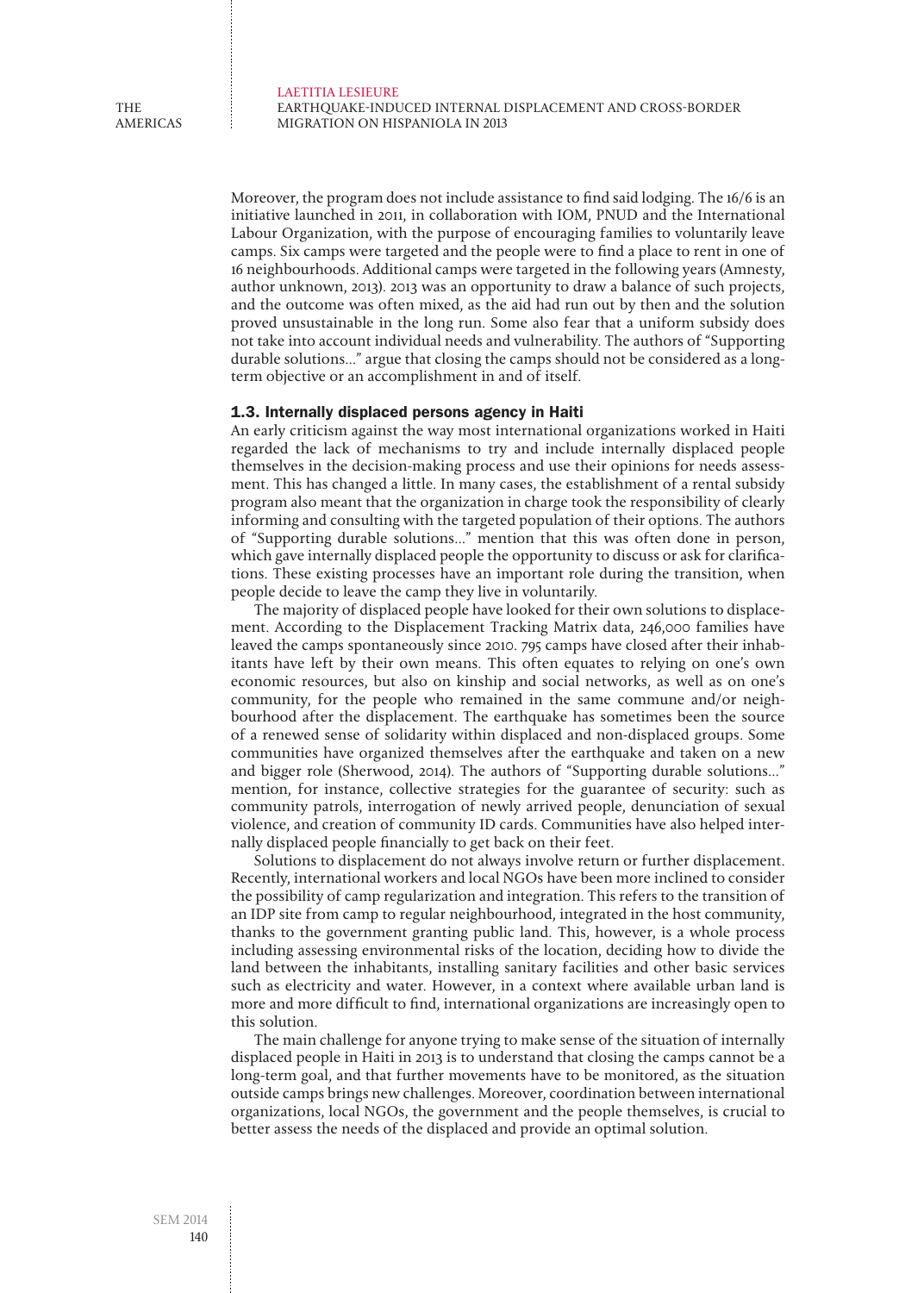Moreover, the program does not include assistance to find said lodging. The 16/6 is an initiative launched in 2011, in collaboration with IOM, PNUD and the International Labour Organization, with the purpose of encouraging families to voluntarily leave camps. Six camps were targeted and the people were to find a place to rent in one of 16 neighbourhoods. Additional camps were targeted in the following years (Amnesty, author unknown, 2013). 2013 was an opportunity to draw a balance of such projects, and the outcome was often mixed, as the aid had run out by then and the solution proved unsustainable in the long run. Some also fear that a uniform subsidy does not take into account individual needs and vulnerability. The authors of "Supporting durable solutions…" argue that closing the camps should not be considered as a long-term objective or an accomplishment in and of itself.

### 1.3. Internally displaced persons agency in Haiti

An early criticism against the way most international organizations worked in Haiti regarded the lack of mechanisms to try and include internally displaced people themselves in the decision-making process and use their opinions for needs assessment. This has changed a little. In many cases, the establishment of a rental subsidy program also meant that the organization in charge took the responsibility of clearly informing and consulting with the targeted population of their options. The authors of "Supporting durable solutions…" mention that this was often done in person, which gave internally displaced people the opportunity to discuss or ask for clarifications. These existing processes have an important role during the transition, when people decide to leave the camp they live in voluntarily.

The majority of displaced people have looked for their own solutions to displacement. According to the Displacement Tracking Matrix data, 246,000 families have leaved the camps spontaneously since 2010. 795 camps have closed after their inhabitants have left by their own means. This often equates to relying on one's own economic resources, but also on kinship and social networks, as well as on one's community, for the people who remained in the same commune and/or neighbourhood after the displacement. The earthquake has sometimes been the source of a renewed sense of solidarity within displaced and non-displaced groups. Some communities have organized themselves after the earthquake and taken on a new and bigger role (Sherwood, 2014). The authors of "Supporting durable solutions…" mention, for instance, collective strategies for the guarantee of security: such as community patrols, interrogation of newly arrived people, denunciation of sexual violence, and creation of community ID cards. Communities have also helped internally displaced people financially to get back on their feet.

Solutions to displacement do not always involve return or further displacement. Recently, international workers and local NGOs have been more inclined to consider the possibility of camp regularization and integration. This refers to the transition of an IDP site from camp to regular neighbourhood, integrated in the host community, thanks to the government granting public land. This, however, is a whole process including assessing environmental risks of the location, deciding how to divide the land between the inhabitants, installing sanitary facilities and other basic services such as electricity and water. However, in a context where available urban land is more and more difficult to find, international organizations are increasingly open to this solution.

The main challenge for anyone trying to make sense of the situation of internally displaced people in Haiti in 2013 is to understand that closing the camps cannot be a long-term goal, and that further movements have to be monitored, as the situation outside camps brings new challenges. Moreover, coordination between international organizations, local NGOs, the government and the people themselves, is crucial to better assess the needs of the displaced and provide an optimal solution.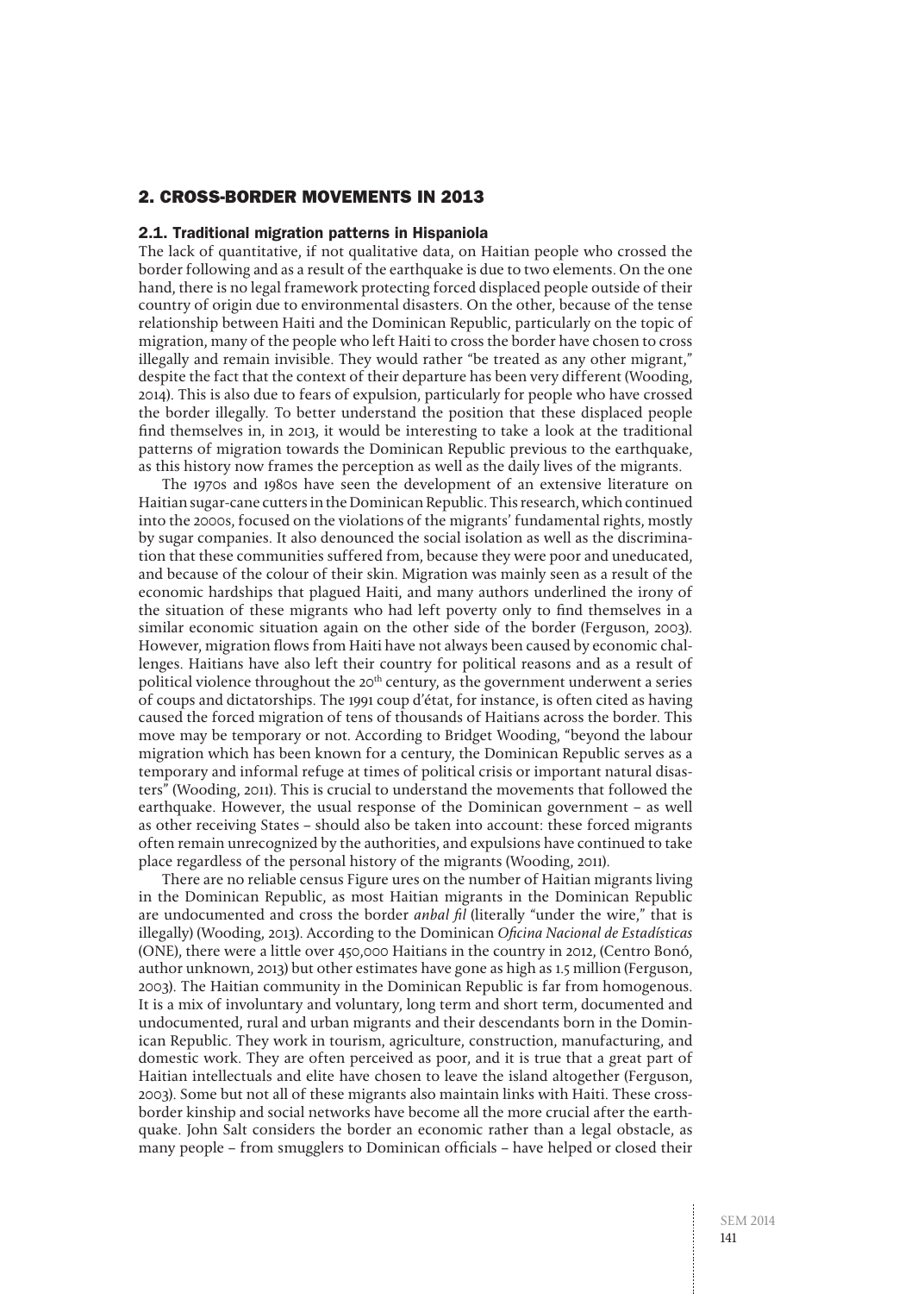## 2. CROSS-BORDER MOVEMENTS IN 2013

### 2.1. Traditional migration patterns in Hispaniola

The lack of quantitative, if not qualitative data, on Haitian people who crossed the border following and as a result of the earthquake is due to two elements. On the one hand, there is no legal framework protecting forced displaced people outside of their country of origin due to environmental disasters. On the other, because of the tense relationship between Haiti and the Dominican Republic, particularly on the topic of migration, many of the people who left Haiti to cross the border have chosen to cross illegally and remain invisible. They would rather "be treated as any other migrant," despite the fact that the context of their departure has been very different (Wooding, 2014). This is also due to fears of expulsion, particularly for people who have crossed the border illegally. To better understand the position that these displaced people find themselves in, in 2013, it would be interesting to take a look at the traditional patterns of migration towards the Dominican Republic previous to the earthquake, as this history now frames the perception as well as the daily lives of the migrants.

The 1970s and 1980s have seen the development of an extensive literature on Haitian sugar-cane cutters in the Dominican Republic. This research, which continued into the 2000s, focused on the violations of the migrants' fundamental rights, mostly by sugar companies. It also denounced the social isolation as well as the discrimination that these communities suffered from, because they were poor and uneducated, and because of the colour of their skin. Migration was mainly seen as a result of the economic hardships that plagued Haiti, and many authors underlined the irony of the situation of these migrants who had left poverty only to find themselves in a similar economic situation again on the other side of the border (Ferguson, 2003). However, migration flows from Haiti have not always been caused by economic challenges. Haitians have also left their country for political reasons and as a result of political violence throughout the 20th century, as the government underwent a series of coups and dictatorships. The 1991 coup d'état, for instance, is often cited as having caused the forced migration of tens of thousands of Haitians across the border. This move may be temporary or not. According to Bridget Wooding, "beyond the labour migration which has been known for a century, the Dominican Republic serves as a temporary and informal refuge at times of political crisis or important natural disasters" (Wooding, 2011). This is crucial to understand the movements that followed the earthquake. However, the usual response of the Dominican government – as well as other receiving States – should also be taken into account: these forced migrants often remain unrecognized by the authorities, and expulsions have continued to take place regardless of the personal history of the migrants (Wooding, 2011).

There are no reliable census Figure ures on the number of Haitian migrants living in the Dominican Republic, as most Haitian migrants in the Dominican Republic are undocumented and cross the border *anbal fil* (literally "under the wire," that is illegally) (Wooding, 2013). According to the Dominican *Oficina Nacional de Estadísticas* (ONE), there were a little over 450,000 Haitians in the country in 2012, (Centro Bonó, author unknown, 2013) but other estimates have gone as high as 1.5 million (Ferguson, 2003). The Haitian community in the Dominican Republic is far from homogenous. It is a mix of involuntary and voluntary, long term and short term, documented and undocumented, rural and urban migrants and their descendants born in the Dominican Republic. They work in tourism, agriculture, construction, manufacturing, and domestic work. They are often perceived as poor, and it is true that a great part of Haitian intellectuals and elite have chosen to leave the island altogether (Ferguson, 2003). Some but not all of these migrants also maintain links with Haiti. These cross-border kinship and social networks have become all the more crucial after the earthquake. John Salt considers the border an economic rather than a legal obstacle, as many people – from smugglers to Dominican officials – have helped or closed their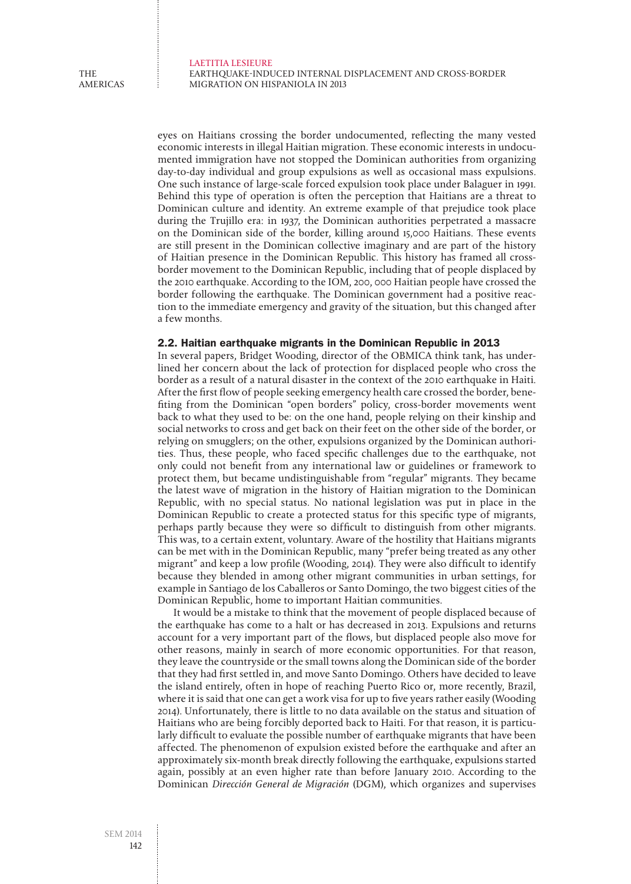eyes on Haitians crossing the border undocumented, reflecting the many vested economic interests in illegal Haitian migration. These economic interests in undocumented immigration have not stopped the Dominican authorities from organizing day-to-day individual and group expulsions as well as occasional mass expulsions. One such instance of large-scale forced expulsion took place under Balaguer in 1991. Behind this type of operation is often the perception that Haitians are a threat to Dominican culture and identity. An extreme example of that prejudice took place during the Trujillo era: in 1937, the Dominican authorities perpetrated a massacre on the Dominican side of the border, killing around 15,000 Haitians. These events are still present in the Dominican collective imaginary and are part of the history of Haitian presence in the Dominican Republic. This history has framed all cross-border movement to the Dominican Republic, including that of people displaced by the 2010 earthquake. According to the IOM, 200, 000 Haitian people have crossed the border following the earthquake. The Dominican government had a positive reaction to the immediate emergency and gravity of the situation, but this changed after a few months.

### 2.2. Haitian earthquake migrants in the Dominican Republic in 2013

In several papers, Bridget Wooding, director of the OBMICA think tank, has underlined her concern about the lack of protection for displaced people who cross the border as a result of a natural disaster in the context of the 2010 earthquake in Haiti. After the first flow of people seeking emergency health care crossed the border, benefiting from the Dominican "open borders" policy, cross-border movements went back to what they used to be: on the one hand, people relying on their kinship and social networks to cross and get back on their feet on the other side of the border, or relying on smugglers; on the other, expulsions organized by the Dominican authorities. Thus, these people, who faced specific challenges due to the earthquake, not only could not benefit from any international law or guidelines or framework to protect them, but became undistinguishable from "regular" migrants. They became the latest wave of migration in the history of Haitian migration to the Dominican Republic, with no special status. No national legislation was put in place in the Dominican Republic to create a protected status for this specific type of migrants, perhaps partly because they were so difficult to distinguish from other migrants. This was, to a certain extent, voluntary. Aware of the hostility that Haitians migrants can be met with in the Dominican Republic, many "prefer being treated as any other migrant" and keep a low profile (Wooding, 2014). They were also difficult to identify because they blended in among other migrant communities in urban settings, for example in Santiago de los Caballeros or Santo Domingo, the two biggest cities of the Dominican Republic, home to important Haitian communities.

It would be a mistake to think that the movement of people displaced because of the earthquake has come to a halt or has decreased in 2013. Expulsions and returns account for a very important part of the flows, but displaced people also move for other reasons, mainly in search of more economic opportunities. For that reason, they leave the countryside or the small towns along the Dominican side of the border that they had first settled in, and move Santo Domingo. Others have decided to leave the island entirely, often in hope of reaching Puerto Rico or, more recently, Brazil, where it is said that one can get a work visa for up to five years rather easily (Wooding 2014). Unfortunately, there is little to no data available on the status and situation of Haitians who are being forcibly deported back to Haiti. For that reason, it is particularly difficult to evaluate the possible number of earthquake migrants that have been affected. The phenomenon of expulsion existed before the earthquake and after an approximately six-month break directly following the earthquake, expulsions started again, possibly at an even higher rate than before January 2010. According to the Dominican *Dirección General de Migración* (DGM), which organizes and supervises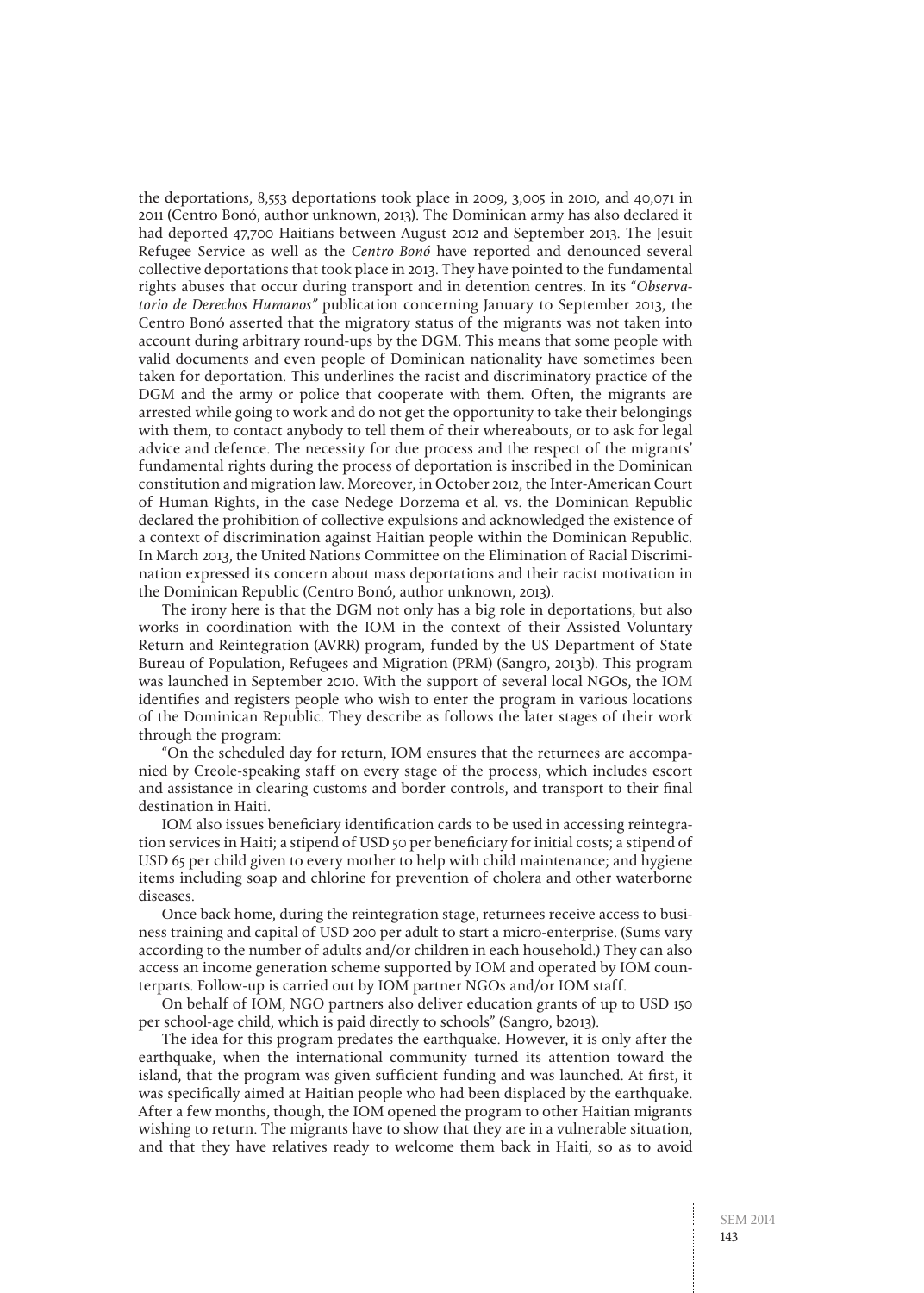the deportations, 8,553 deportations took place in 2009, 3,005 in 2010, and 40,071 in 2011 (Centro Bonó, author unknown, 2013). The Dominican army has also declared it had deported 47,700 Haitians between August 2012 and September 2013. The Jesuit Refugee Service as well as the *Centro Bonó* have reported and denounced several collective deportations that took place in 2013. They have pointed to the fundamental rights abuses that occur during transport and in detention centres. In its "*Observatorio de Derechos Humanos*" publication concerning January to September 2013, the Centro Bonó asserted that the migratory status of the migrants was not taken into account during arbitrary round-ups by the DGM. This means that some people with valid documents and even people of Dominican nationality have sometimes been taken for deportation. This underlines the racist and discriminatory practice of the DGM and the army or police that cooperate with them. Often, the migrants are arrested while going to work and do not get the opportunity to take their belongings with them, to contact anybody to tell them of their whereabouts, or to ask for legal advice and defence. The necessity for due process and the respect of the migrants' fundamental rights during the process of deportation is inscribed in the Dominican constitution and migration law. Moreover, in October 2012, the Inter-American Court of Human Rights, in the case Nedege Dorzema et al. vs. the Dominican Republic declared the prohibition of collective expulsions and acknowledged the existence of a context of discrimination against Haitian people within the Dominican Republic. In March 2013, the United Nations Committee on the Elimination of Racial Discrimination expressed its concern about mass deportations and their racist motivation in the Dominican Republic (Centro Bonó, author unknown, 2013).

The irony here is that the DGM not only has a big role in deportations, but also works in coordination with the IOM in the context of their Assisted Voluntary Return and Reintegration (AVRR) program, funded by the US Department of State Bureau of Population, Refugees and Migration (PRM) (Sangro, 2013b). This program was launched in September 2010. With the support of several local NGOs, the IOM identifies and registers people who wish to enter the program in various locations of the Dominican Republic. They describe as follows the later stages of their work through the program:

"On the scheduled day for return, IOM ensures that the returnees are accompanied by Creole-speaking staff on every stage of the process, which includes escort and assistance in clearing customs and border controls, and transport to their final destination in Haiti.

IOM also issues beneficiary identification cards to be used in accessing reintegration services in Haiti; a stipend of USD 50 per beneficiary for initial costs; a stipend of USD 65 per child given to every mother to help with child maintenance; and hygiene items including soap and chlorine for prevention of cholera and other waterborne diseases.

Once back home, during the reintegration stage, returnees receive access to business training and capital of USD 200 per adult to start a micro-enterprise. (Sums vary according to the number of adults and/or children in each household.) They can also access an income generation scheme supported by IOM and operated by IOM counterparts. Follow-up is carried out by IOM partner NGOs and/or IOM staff.

On behalf of IOM, NGO partners also deliver education grants of up to USD 150 per school-age child, which is paid directly to schools" (Sangro, b2013).

The idea for this program predates the earthquake. However, it is only after the earthquake, when the international community turned its attention toward the island, that the program was given sufficient funding and was launched. At first, it was specifically aimed at Haitian people who had been displaced by the earthquake. After a few months, though, the IOM opened the program to other Haitian migrants wishing to return. The migrants have to show that they are in a vulnerable situation, and that they have relatives ready to welcome them back in Haiti, so as to avoid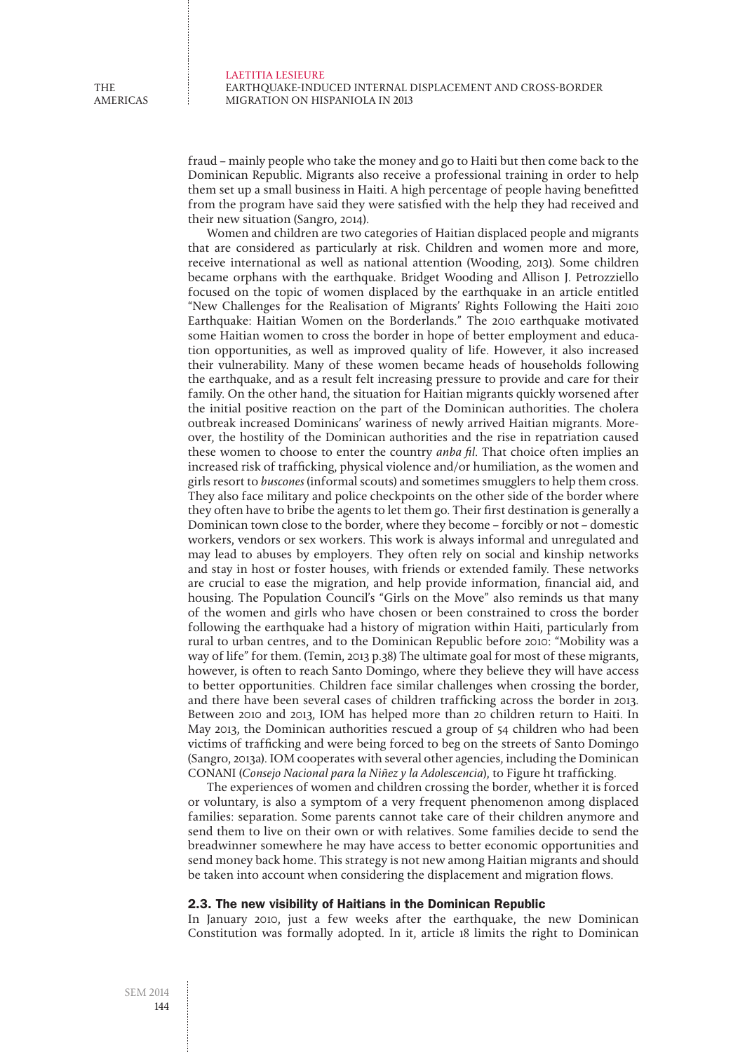fraud – mainly people who take the money and go to Haiti but then come back to the Dominican Republic. Migrants also receive a professional training in order to help them set up a small business in Haiti. A high percentage of people having benefitted from the program have said they were satisfied with the help they had received and their new situation (Sangro, 2014).

Women and children are two categories of Haitian displaced people and migrants that are considered as particularly at risk. Children and women more and more, receive international as well as national attention (Wooding, 2013). Some children became orphans with the earthquake. Bridget Wooding and Allison J. Petrozziello focused on the topic of women displaced by the earthquake in an article entitled "New Challenges for the Realisation of Migrants' Rights Following the Haiti 2010 Earthquake: Haitian Women on the Borderlands." The 2010 earthquake motivated some Haitian women to cross the border in hope of better employment and education opportunities, as well as improved quality of life. However, it also increased their vulnerability. Many of these women became heads of households following the earthquake, and as a result felt increasing pressure to provide and care for their family. On the other hand, the situation for Haitian migrants quickly worsened after the initial positive reaction on the part of the Dominican authorities. The cholera outbreak increased Dominicans' wariness of newly arrived Haitian migrants. Moreover, the hostility of the Dominican authorities and the rise in repatriation caused these women to choose to enter the country *anba fil*. That choice often implies an increased risk of trafficking, physical violence and/or humiliation, as the women and girls resort to *buscones* (informal scouts) and sometimes smugglers to help them cross. They also face military and police checkpoints on the other side of the border where they often have to bribe the agents to let them go. Their first destination is generally a Dominican town close to the border, where they become – forcibly or not – domestic workers, vendors or sex workers. This work is always informal and unregulated and may lead to abuses by employers. They often rely on social and kinship networks and stay in host or foster houses, with friends or extended family. These networks are crucial to ease the migration, and help provide information, financial aid, and housing. The Population Council's "Girls on the Move" also reminds us that many of the women and girls who have chosen or been constrained to cross the border following the earthquake had a history of migration within Haiti, particularly from rural to urban centres, and to the Dominican Republic before 2010: "Mobility was a way of life" for them. (Temin, 2013 p.38) The ultimate goal for most of these migrants, however, is often to reach Santo Domingo, where they believe they will have access to better opportunities. Children face similar challenges when crossing the border, and there have been several cases of children trafficking across the border in 2013. Between 2010 and 2013, IOM has helped more than 20 children return to Haiti. In May 2013, the Dominican authorities rescued a group of 54 children who had been victims of trafficking and were being forced to beg on the streets of Santo Domingo (Sangro, 2013a). IOM cooperates with several other agencies, including the Dominican CONANI (*Consejo Nacional para la Niñez y la Adolescencia*), to Figure ht trafficking.

The experiences of women and children crossing the border, whether it is forced or voluntary, is also a symptom of a very frequent phenomenon among displaced families: separation. Some parents cannot take care of their children anymore and send them to live on their own or with relatives. Some families decide to send the breadwinner somewhere he may have access to better economic opportunities and send money back home. This strategy is not new among Haitian migrants and should be taken into account when considering the displacement and migration flows.

### 2.3. The new visibility of Haitians in the Dominican Republic

In January 2010, just a few weeks after the earthquake, the new Dominican Constitution was formally adopted. In it, article 18 limits the right to Dominican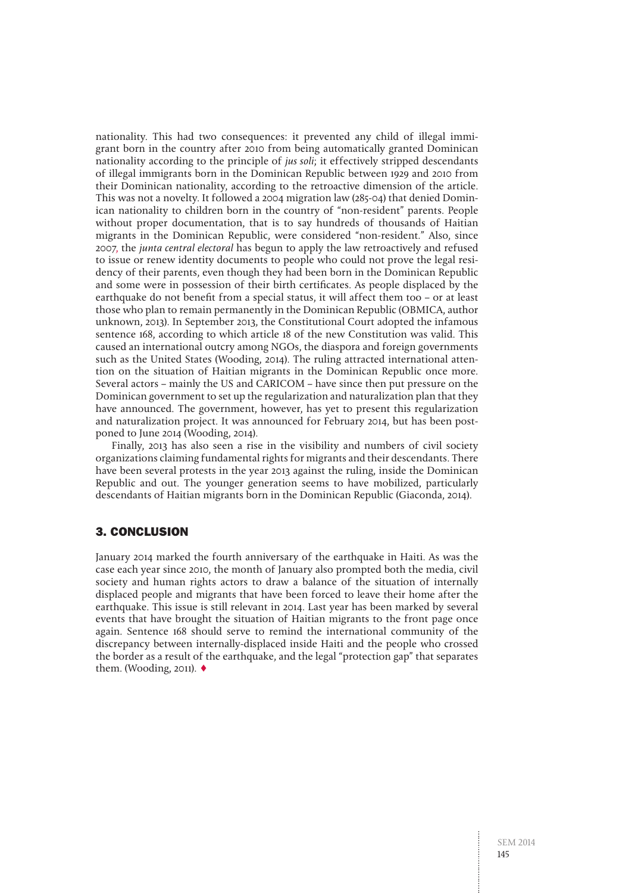nationality. This had two consequences: it prevented any child of illegal immigrant born in the country after 2010 from being automatically granted Dominican nationality according to the principle of *jus soli*; it effectively stripped descendants of illegal immigrants born in the Dominican Republic between 1929 and 2010 from their Dominican nationality, according to the retroactive dimension of the article. This was not a novelty. It followed a 2004 migration law (285-04) that denied Dominican nationality to children born in the country of "non-resident" parents. People without proper documentation, that is to say hundreds of thousands of Haitian migrants in the Dominican Republic, were considered "non-resident." Also, since 2007, the *junta central electoral* has begun to apply the law retroactively and refused to issue or renew identity documents to people who could not prove the legal residency of their parents, even though they had been born in the Dominican Republic and some were in possession of their birth certificates. As people displaced by the earthquake do not benefit from a special status, it will affect them too – or at least those who plan to remain permanently in the Dominican Republic (OBMICA, author unknown, 2013). In September 2013, the Constitutional Court adopted the infamous sentence 168, according to which article 18 of the new Constitution was valid. This caused an international outcry among NGOs, the diaspora and foreign governments such as the United States (Wooding, 2014). The ruling attracted international attention on the situation of Haitian migrants in the Dominican Republic once more. Several actors – mainly the US and CARICOM – have since then put pressure on the Dominican government to set up the regularization and naturalization plan that they have announced. The government, however, has yet to present this regularization and naturalization project. It was announced for February 2014, but has been postponed to June 2014 (Wooding, 2014).

Finally, 2013 has also seen a rise in the visibility and numbers of civil society organizations claiming fundamental rights for migrants and their descendants. There have been several protests in the year 2013 against the ruling, inside the Dominican Republic and out. The younger generation seems to have mobilized, particularly descendants of Haitian migrants born in the Dominican Republic (Giaconda, 2014).

## 3. CONCLUSION

January 2014 marked the fourth anniversary of the earthquake in Haiti. As was the case each year since 2010, the month of January also prompted both the media, civil society and human rights actors to draw a balance of the situation of internally displaced people and migrants that have been forced to leave their home after the earthquake. This issue is still relevant in 2014. Last year has been marked by several events that have brought the situation of Haitian migrants to the front page once again. Sentence 168 should serve to remind the international community of the discrepancy between internally-displaced inside Haiti and the people who crossed the border as a result of the earthquake, and the legal "protection gap" that separates them. (Wooding, 2011). ♦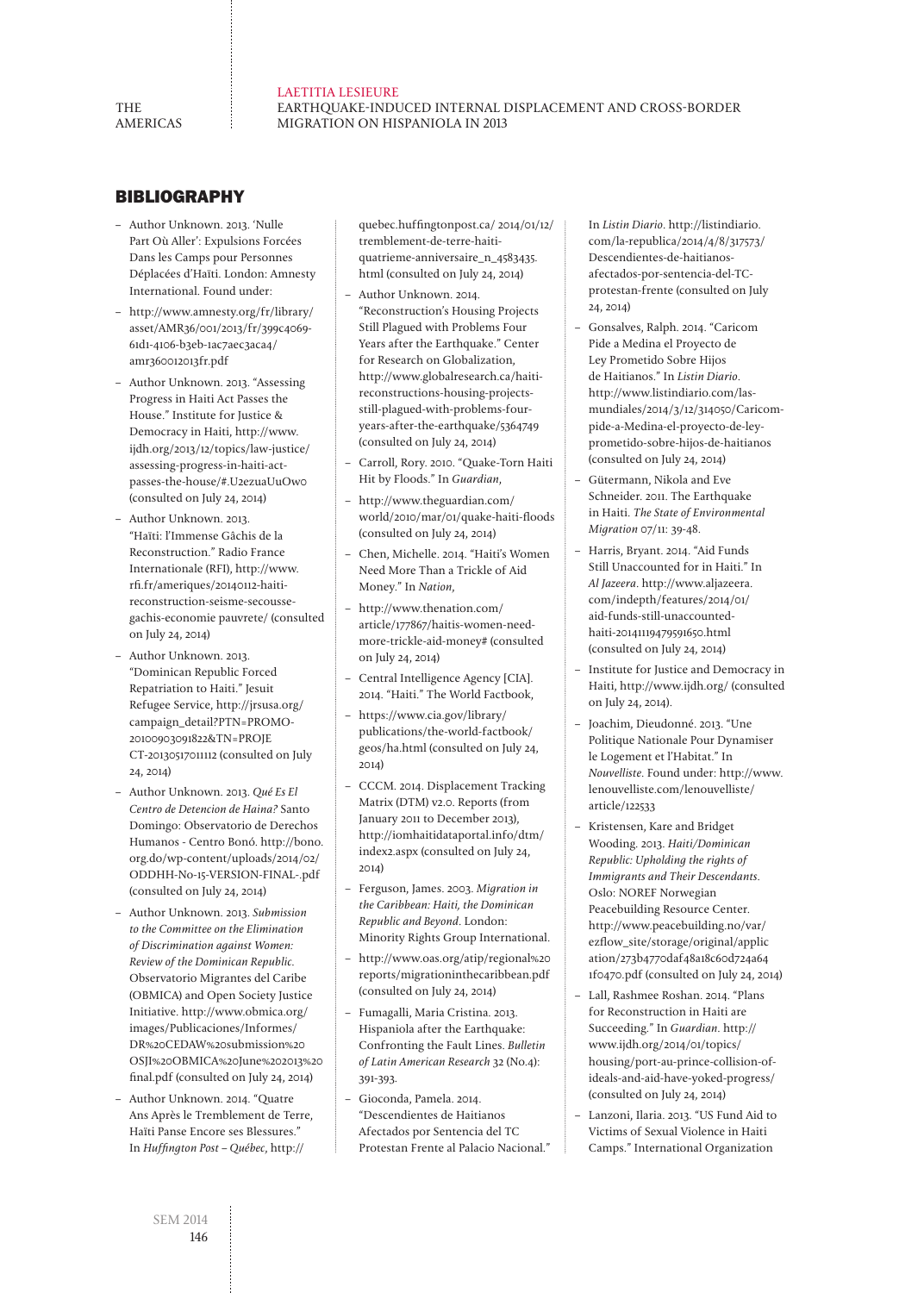## BIBLIOGRAPHY

- Author Unknown. 2013. 'Nulle Part Où Aller': Expulsions Forcées Dans les Camps pour Personnes Déplacées d'Haïti. London: Amnesty International. Found under:
- http://www.amnesty.org/fr/library/asset/AMR36/001/2013/fr/399c4069-61d1-4106-b3eb-1ac7aec3aca4/amr360012013fr.pdf
- Author Unknown. 2013. "Assessing Progress in Haiti Act Passes the House." Institute for Justice & Democracy in Haiti, http://www.ijdh.org/2013/12/topics/law-justice/assessing-progress-in-haiti-act-passes-the-house/#.U2ezuaUuOw0 (consulted on July 24, 2014)
- Author Unknown. 2013. "Haïti: l'Immense Gâchis de la Reconstruction." Radio France Internationale (RFI), http://www.rfi.fr/ameriques/20140112-haiti-reconstruction-seisme-secousse-gachis-economie pauvrete/ (consulted on July 24, 2014)
- Author Unknown. 2013. "Dominican Republic Forced Repatriation to Haiti." Jesuit Refugee Service, http://jrsusa.org/campaign_detail?PTN=PROMO-20100903091822&TN=PROJECT-20130517011112 (consulted on July 24, 2014)
- Author Unknown. 2013. *Qué Es El Centro de Detencion de Haina?* Santo Domingo: Observatorio de Derechos Humanos - Centro Bonó. http://bono.org.do/wp-content/uploads/2014/02/ODDHH-No-15-VERSION-FINAL-.pdf (consulted on July 24, 2014)
- Author Unknown. 2013. *Submission to the Committee on the Elimination of Discrimination against Women: Review of the Dominican Republic.* Observatorio Migrantes del Caribe (OBMICA) and Open Society Justice Initiative. http://www.obmica.org/images/Publicaciones/Informes/DR%20CEDAW%20submission%20OSJI%20OBMICA%20June%202013%20final.pdf (consulted on July 24, 2014)
- Author Unknown. 2014. "Quatre Ans Après le Tremblement de Terre, Haïti Panse Encore ses Blessures." In *Huffington Post – Québec*, http://quebec.huffingtonpost.ca/2014/01/12/tremblement-de-terre-haiti-quatrieme-anniversaire_n_4583435.html (consulted on July 24, 2014)
- Author Unknown. 2014. "Reconstruction's Housing Projects Still Plagued with Problems Four Years after the Earthquake." Center for Research on Globalization, http://www.globalresearch.ca/haiti-reconstructions-housing-projects-still-plagued-with-problems-four-years-after-the-earthquake/5364749 (consulted on July 24, 2014)
- Carroll, Rory. 2010. "Quake-Torn Haiti Hit by Floods." In *Guardian*,
- http://www.theguardian.com/world/2010/mar/01/quake-haiti-floods (consulted on July 24, 2014)
- Chen, Michelle. 2014. "Haiti's Women Need More Than a Trickle of Aid Money." In *Nation*,
- http://www.thenation.com/article/177867/haitis-women-need-more-trickle-aid-money# (consulted on July 24, 2014)
- Central Intelligence Agency [CIA]. 2014. "Haiti." The World Factbook,
- https://www.cia.gov/library/publications/the-world-factbook/geos/ha.html (consulted on July 24, 2014)
- CCCM. 2014. Displacement Tracking Matrix (DTM) v2.0. Reports (from January 2011 to December 2013), http://iomhaitidataportal.info/dtm/index2.aspx (consulted on July 24, 2014)
- Ferguson, James. 2003. *Migration in the Caribbean: Haiti, the Dominican Republic and Beyond*. London: Minority Rights Group International.
- http://www.oas.org/atip/regional%20reports/migrationinthecaribbean.pdf (consulted on July 24, 2014)
- Fumagalli, Maria Cristina. 2013. Hispaniola after the Earthquake: Confronting the Fault Lines. *Bulletin of Latin American Research* 32 (No.4): 391-393.
- Gioconda, Pamela. 2014. "Descendientes de Haitianos Afectados por Sentencia del TC Protestan Frente al Palacio Nacional." In *Listin Diario*. http://listindiario.com/la-republica/2014/4/8/317573/Descendientes-de-haitianos-afectados-por-sentencia-del-TC-protestan-frente (consulted on July 24, 2014)
- Gonsalves, Ralph. 2014. "Caricom Pide a Medina el Proyecto de Ley Prometido Sobre Hijos de Haitianos." In *Listin Diario*. http://www.listindiario.com/las-mundiales/2014/3/12/314050/Caricom-pide-a-Medina-el-proyecto-de-ley-prometido-sobre-hijos-de-haitianos (consulted on July 24, 2014)
- Gütermann, Nikola and Eve Schneider. 2011. The Earthquake in Haiti. *The State of Environmental Migration* 07/11: 39-48.
- Harris, Bryant. 2014. "Aid Funds Still Unaccounted for in Haiti." In *Al Jazeera*. http://www.aljazeera.com/indepth/features/2014/01/aid-funds-still-unaccounted-haiti-20141119479591650.html (consulted on July 24, 2014)
- Institute for Justice and Democracy in Haiti, http://www.ijdh.org/ (consulted on July 24, 2014).
- Joachim, Dieudonné. 2013. "Une Politique Nationale Pour Dynamiser le Logement et l'Habitat." In *Nouvelliste*. Found under: http://www.lenouvelliste.com/lenouvelliste/article/122533
- Kristensen, Kare and Bridget Wooding. 2013. *Haiti/Dominican Republic: Upholding the rights of Immigrants and Their Descendants*. Oslo: NOREF Norwegian Peacebuilding Resource Center. http://www.peacebuilding.no/var/ezflow_site/storage/original/application/273b4770daf48a18c60d724a641f0470.pdf (consulted on July 24, 2014)
- Lall, Rashmee Roshan. 2014. "Plans for Reconstruction in Haiti are Succeeding." In *Guardian*. http://www.ijdh.org/2014/01/topics/housing/port-au-prince-collision-of-ideals-and-aid-have-yoked-progress/ (consulted on July 24, 2014)
- Lanzoni, Ilaria. 2013. "US Fund Aid to Victims of Sexual Violence in Haiti Camps." International Organization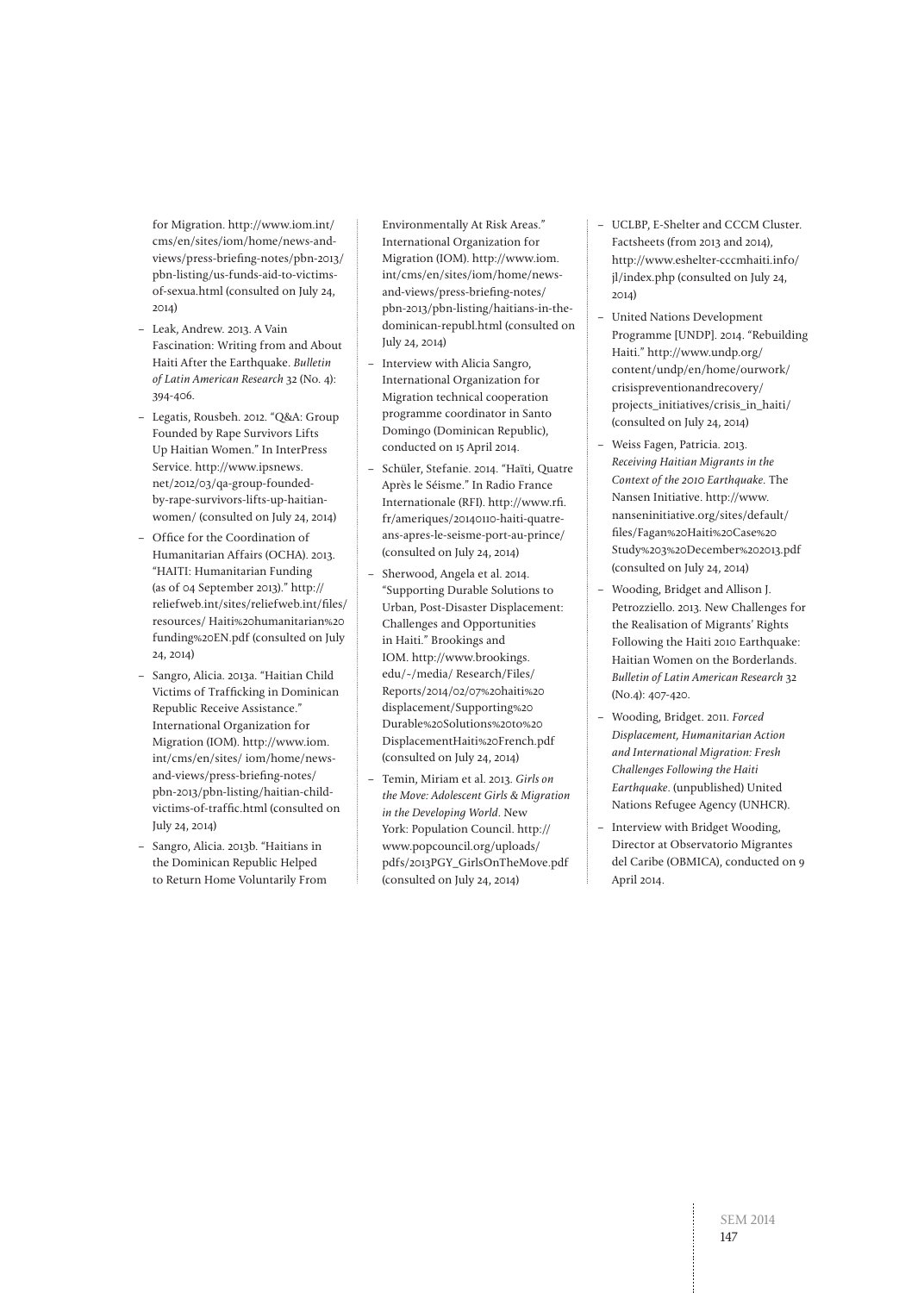for Migration. http://www.iom.int/cms/en/sites/iom/home/news-and-views/press-briefing-notes/pbn-2013/pbn-listing/us-funds-aid-to-victims-of-sexua.html (consulted on July 24, 2014)

- Leak, Andrew. 2013. A Vain Fascination: Writing from and About Haiti After the Earthquake. *Bulletin of Latin American Research* 32 (No. 4): 394-406.
- Legatis, Rousbeh. 2012. "Q&A: Group Founded by Rape Survivors Lifts Up Haitian Women." In InterPress Service. http://www.ipsnews.net/2012/03/qa-group-founded-by-rape-survivors-lifts-up-haitian-women/ (consulted on July 24, 2014)
- Office for the Coordination of Humanitarian Affairs (OCHA). 2013. "HAITI: Humanitarian Funding (as of 04 September 2013)." http://reliefweb.int/sites/reliefweb.int/files/resources/ Haiti%20humanitarian%20funding%20EN.pdf (consulted on July 24, 2014)
- Sangro, Alicia. 2013a. "Haitian Child Victims of Trafficking in Dominican Republic Receive Assistance." International Organization for Migration (IOM). http://www.iom.int/cms/en/sites/ iom/home/news-and-views/press-briefing-notes/pbn-2013/pbn-listing/haitian-child-victims-of-traffic.html (consulted on July 24, 2014)
- Sangro, Alicia. 2013b. "Haitians in the Dominican Republic Helped to Return Home Voluntarily From Environmentally At Risk Areas." International Organization for Migration (IOM). http://www.iom.int/cms/en/sites/iom/home/news-and-views/press-briefing-notes/pbn-2013/pbn-listing/haitians-in-the-dominican-republ.html (consulted on July 24, 2014)
- Interview with Alicia Sangro, International Organization for Migration technical cooperation programme coordinator in Santo Domingo (Dominican Republic), conducted on 15 April 2014.
- Schüler, Stefanie. 2014. "Haïti, Quatre Après le Séisme." In Radio France Internationale (RFI). http://www.rfi.fr/ameriques/20140110-haiti-quatre-ans-apres-le-seisme-port-au-prince/ (consulted on July 24, 2014)
- Sherwood, Angela et al. 2014. "Supporting Durable Solutions to Urban, Post-Disaster Displacement: Challenges and Opportunities in Haiti." Brookings and IOM. http://www.brookings.edu/~/media/ Research/Files/Reports/2014/02/07%20haiti%20displacement/Supporting%20Durable%20Solutions%20to%20DisplacementHaiti%20French.pdf (consulted on July 24, 2014)
- Temin, Miriam et al. 2013. *Girls on the Move: Adolescent Girls & Migration in the Developing World*. New York: Population Council. http://www.popcouncil.org/uploads/pdfs/2013PGY_GirlsOnTheMove.pdf (consulted on July 24, 2014)
- UCLBP, E-Shelter and CCCM Cluster. Factsheets (from 2013 and 2014), http://www.eshelter-cccmhaiti.info/jl/index.php (consulted on July 24, 2014)
- United Nations Development Programme [UNDP]. 2014. "Rebuilding Haiti." http://www.undp.org/content/undp/en/home/ourwork/crisispreventionandrecovery/projects_initiatives/crisis_in_haiti/ (consulted on July 24, 2014)
- Weiss Fagen, Patricia. 2013. *Receiving Haitian Migrants in the Context of the 2010 Earthquake.* The Nansen Initiative. http://www.nanseninitiative.org/sites/default/files/Fagan%20Haiti%20Case%20Study%203%20December%202013.pdf (consulted on July 24, 2014)
- Wooding, Bridget and Allison J. Petrozziello. 2013. New Challenges for the Realisation of Migrants' Rights Following the Haiti 2010 Earthquake: Haitian Women on the Borderlands. *Bulletin of Latin American Research* 32 (No.4): 407-420.
- Wooding, Bridget. 2011. *Forced Displacement, Humanitarian Action and International Migration: Fresh Challenges Following the Haiti Earthquake*. (unpublished) United Nations Refugee Agency (UNHCR).
- Interview with Bridget Wooding, Director at Observatorio Migrantes del Caribe (OBMICA), conducted on 9 April 2014.